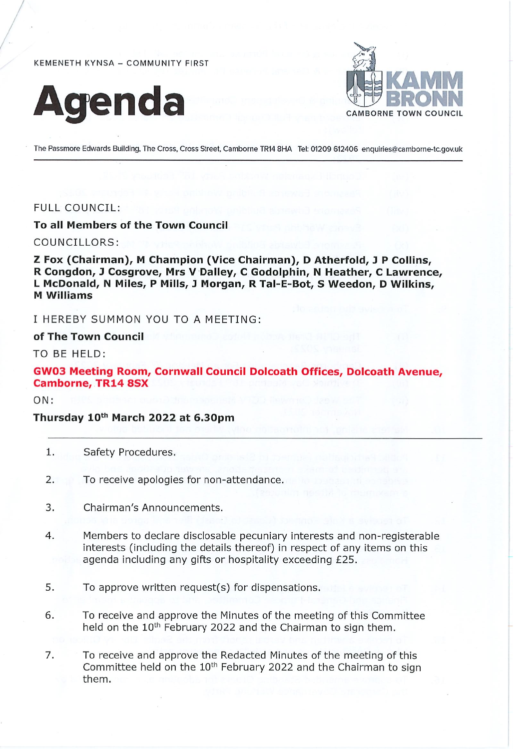KEMENETH KYNSA – COMMUNITY FIRST

# Agenda

KAMM BRONN
CAMBORNE TOWN COUNCIL

The Passmore Edwards Building, The Cross, Cross Street, Camborne TR14 8HA Tel: 01209 612406 enquiries@camborne-tc.gov.uk

---

FULL COUNCIL:

**To all Members of the Town Council**

COUNCILLORS:

**Z Fox (Chairman), M Champion (Vice Chairman), D Atherfold, J P Collins, R Congdon, J Cosgrove, Mrs V Dalley, C Godolphin, N Heather, C Lawrence, L McDonald, N Miles, P Mills, J Morgan, R Tal-E-Bot, S Weedon, D Wilkins, M Williams**

I HEREBY SUMMON YOU TO A MEETING:

**of The Town Council**

TO BE HELD:

**GW03 Meeting Room, Cornwall Council Dolcoath Offices, Dolcoath Avenue, Camborne, TR14 8SX**

ON:

**Thursday 10th March 2022 at 6.30pm**

---

1. Safety Procedures.

2. To receive apologies for non-attendance.

3. Chairman's Announcements.

4. Members to declare disclosable pecuniary interests and non-registerable interests (including the details thereof) in respect of any items on this agenda including any gifts or hospitality exceeding £25.

5. To approve written request(s) for dispensations.

6. To receive and approve the Minutes of the meeting of this Committee held on the 10th February 2022 and the Chairman to sign them.

7. To receive and approve the Redacted Minutes of the meeting of this Committee held on the 10th February 2022 and the Chairman to sign them.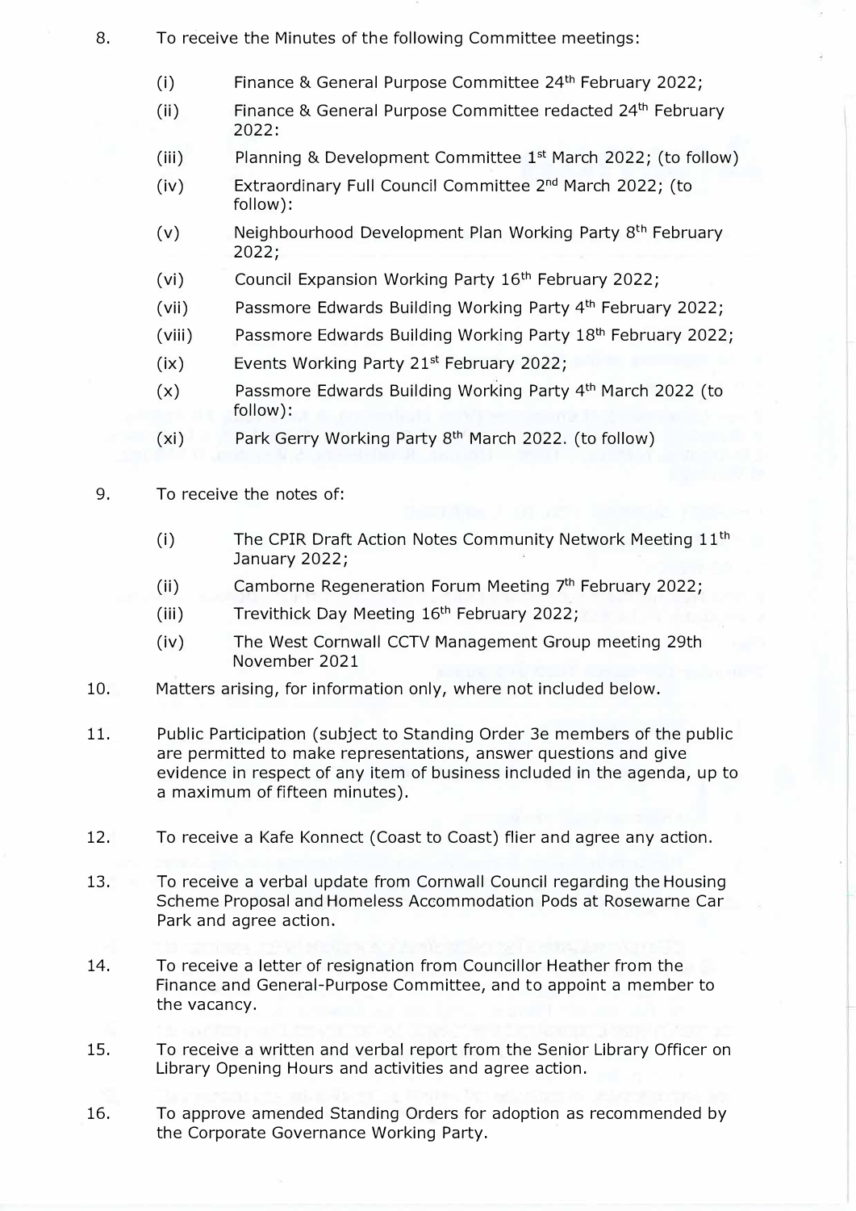8. To receive the Minutes of the following Committee meetings:

   (i) Finance & General Purpose Committee 24th February 2022;

   (ii) Finance & General Purpose Committee redacted 24th February 2022:

   (iii) Planning & Development Committee 1st March 2022; (to follow)

   (iv) Extraordinary Full Council Committee 2nd March 2022; (to follow):

   (v) Neighbourhood Development Plan Working Party 8th February 2022;

   (vi) Council Expansion Working Party 16th February 2022;

   (vii) Passmore Edwards Building Working Party 4th February 2022;

   (viii) Passmore Edwards Building Working Party 18th February 2022;

   (ix) Events Working Party 21st February 2022;

   (x) Passmore Edwards Building Working Party 4th March 2022 (to follow):

   (xi) Park Gerry Working Party 8th March 2022. (to follow)

9. To receive the notes of:

   (i) The CPIR Draft Action Notes Community Network Meeting 11th January 2022;

   (ii) Camborne Regeneration Forum Meeting 7th February 2022;

   (iii) Trevithick Day Meeting 16th February 2022;

   (iv) The West Cornwall CCTV Management Group meeting 29th November 2021

10. Matters arising, for information only, where not included below.

11. Public Participation (subject to Standing Order 3e members of the public are permitted to make representations, answer questions and give evidence in respect of any item of business included in the agenda, up to a maximum of fifteen minutes).

12. To receive a Kafe Konnect (Coast to Coast) flier and agree any action.

13. To receive a verbal update from Cornwall Council regarding the Housing Scheme Proposal and Homeless Accommodation Pods at Rosewarne Car Park and agree action.

14. To receive a letter of resignation from Councillor Heather from the Finance and General-Purpose Committee, and to appoint a member to the vacancy.

15. To receive a written and verbal report from the Senior Library Officer on Library Opening Hours and activities and agree action.

16. To approve amended Standing Orders for adoption as recommended by the Corporate Governance Working Party.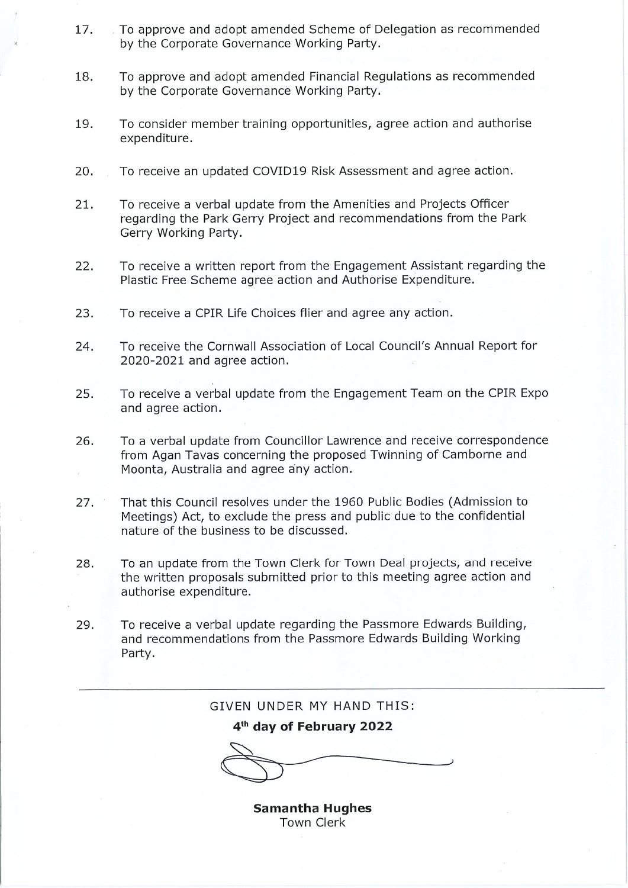17. To approve and adopt amended Scheme of Delegation as recommended by the Corporate Governance Working Party.

18. To approve and adopt amended Financial Regulations as recommended by the Corporate Governance Working Party.

19. To consider member training opportunities, agree action and authorise expenditure.

20. To receive an updated COVID19 Risk Assessment and agree action.

21. To receive a verbal update from the Amenities and Projects Officer regarding the Park Gerry Project and recommendations from the Park Gerry Working Party.

22. To receive a written report from the Engagement Assistant regarding the Plastic Free Scheme agree action and Authorise Expenditure.

23. To receive a CPIR Life Choices flier and agree any action.

24. To receive the Cornwall Association of Local Council's Annual Report for 2020-2021 and agree action.

25. To receive a verbal update from the Engagement Team on the CPIR Expo and agree action.

26. To a verbal update from Councillor Lawrence and receive correspondence from Agan Tavas concerning the proposed Twinning of Camborne and Moonta, Australia and agree any action.

27. That this Council resolves under the 1960 Public Bodies (Admission to Meetings) Act, to exclude the press and public due to the confidential nature of the business to be discussed.

28. To an update from the Town Clerk for Town Deal projects, and receive the written proposals submitted prior to this meeting agree action and authorise expenditure.

29. To receive a verbal update regarding the Passmore Edwards Building, and recommendations from the Passmore Edwards Building Working Party.

---

GIVEN UNDER MY HAND THIS:

**4th day of February 2022**

**Samantha Hughes**
Town Clerk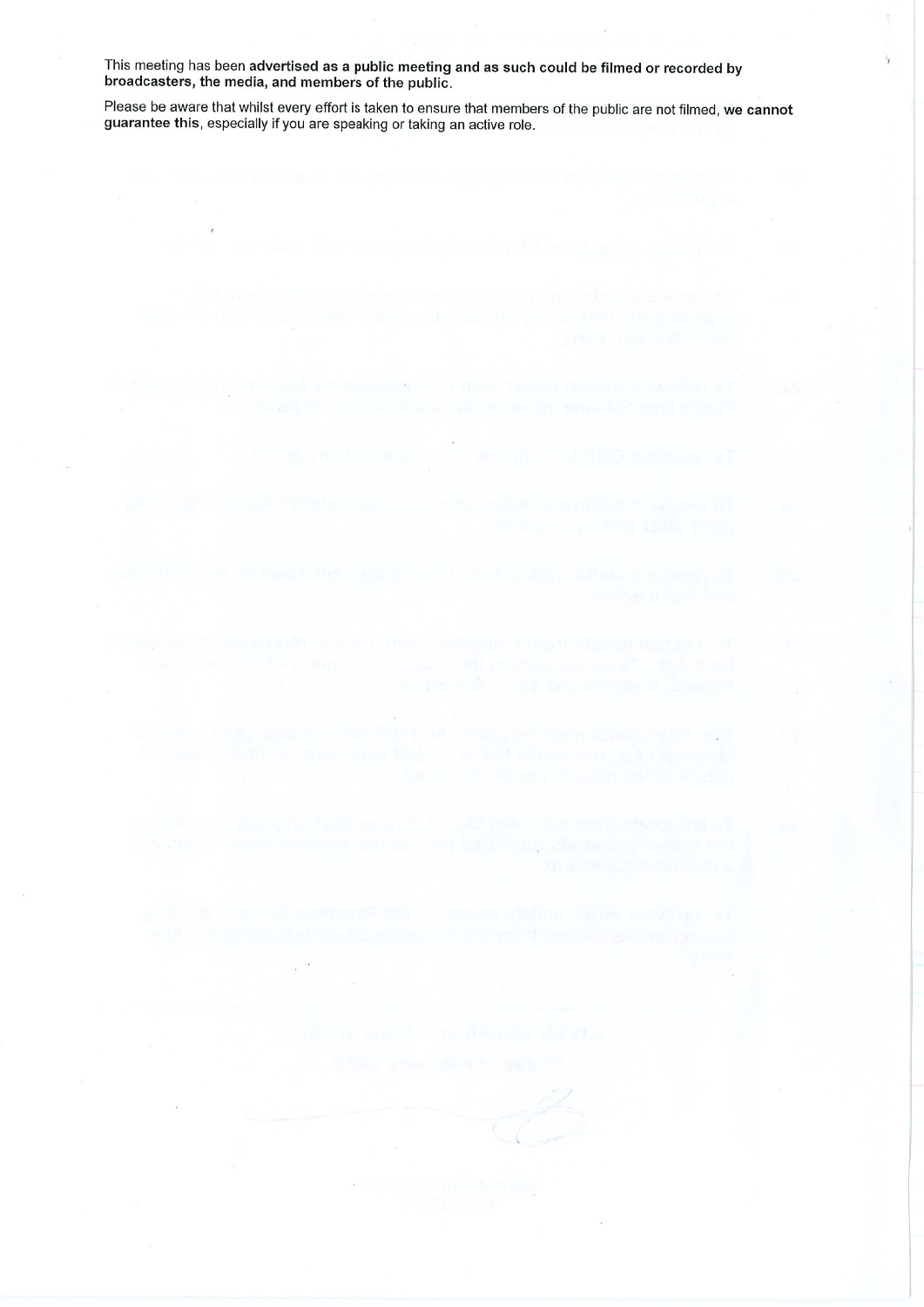This meeting has been **advertised as a public meeting and as such could be filmed or recorded by broadcasters, the media, and members of the public.**

Please be aware that whilst every effort is taken to ensure that members of the public are not filmed, **we cannot guarantee this**, especially if you are speaking or taking an active role.